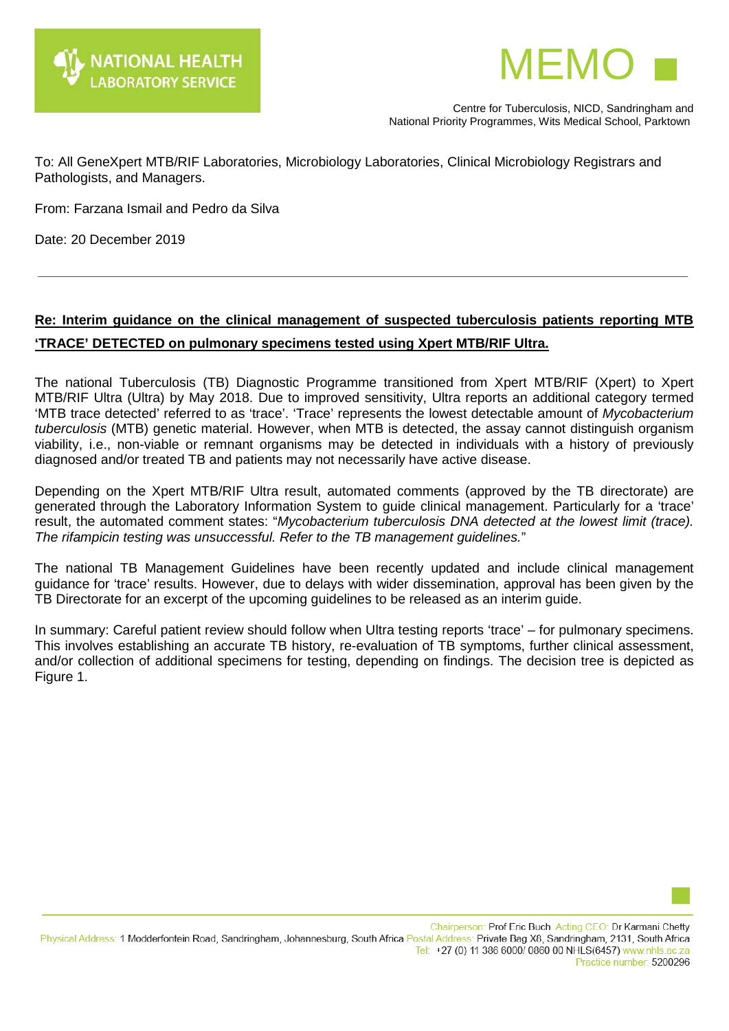NATIONAL HEALTH LABORATORY SERVICE

# MEMO

Centre for Tuberculosis, NICD, Sandringham and
National Priority Programmes, Wits Medical School, Parktown

To: All GeneXpert MTB/RIF Laboratories, Microbiology Laboratories, Clinical Microbiology Registrars and Pathologists, and Managers.

From: Farzana Ismail and Pedro da Silva

Date: 20 December 2019

---

**Re: Interim guidance on the clinical management of suspected tuberculosis patients reporting MTB 'TRACE' DETECTED on pulmonary specimens tested using Xpert MTB/RIF Ultra.**

The national Tuberculosis (TB) Diagnostic Programme transitioned from Xpert MTB/RIF (Xpert) to Xpert MTB/RIF Ultra (Ultra) by May 2018. Due to improved sensitivity, Ultra reports an additional category termed 'MTB trace detected' referred to as 'trace'. 'Trace' represents the lowest detectable amount of *Mycobacterium tuberculosis* (MTB) genetic material. However, when MTB is detected, the assay cannot distinguish organism viability, i.e., non-viable or remnant organisms may be detected in individuals with a history of previously diagnosed and/or treated TB and patients may not necessarily have active disease.

Depending on the Xpert MTB/RIF Ultra result, automated comments (approved by the TB directorate) are generated through the Laboratory Information System to guide clinical management. Particularly for a 'trace' result, the automated comment states: "*Mycobacterium tuberculosis DNA detected at the lowest limit (trace). The rifampicin testing was unsuccessful. Refer to the TB management guidelines.*"

The national TB Management Guidelines have been recently updated and include clinical management guidance for 'trace' results. However, due to delays with wider dissemination, approval has been given by the TB Directorate for an excerpt of the upcoming guidelines to be released as an interim guide.

In summary: Careful patient review should follow when Ultra testing reports 'trace' – for pulmonary specimens. This involves establishing an accurate TB history, re-evaluation of TB symptoms, further clinical assessment, and/or collection of additional specimens for testing, depending on findings. The decision tree is depicted as Figure 1.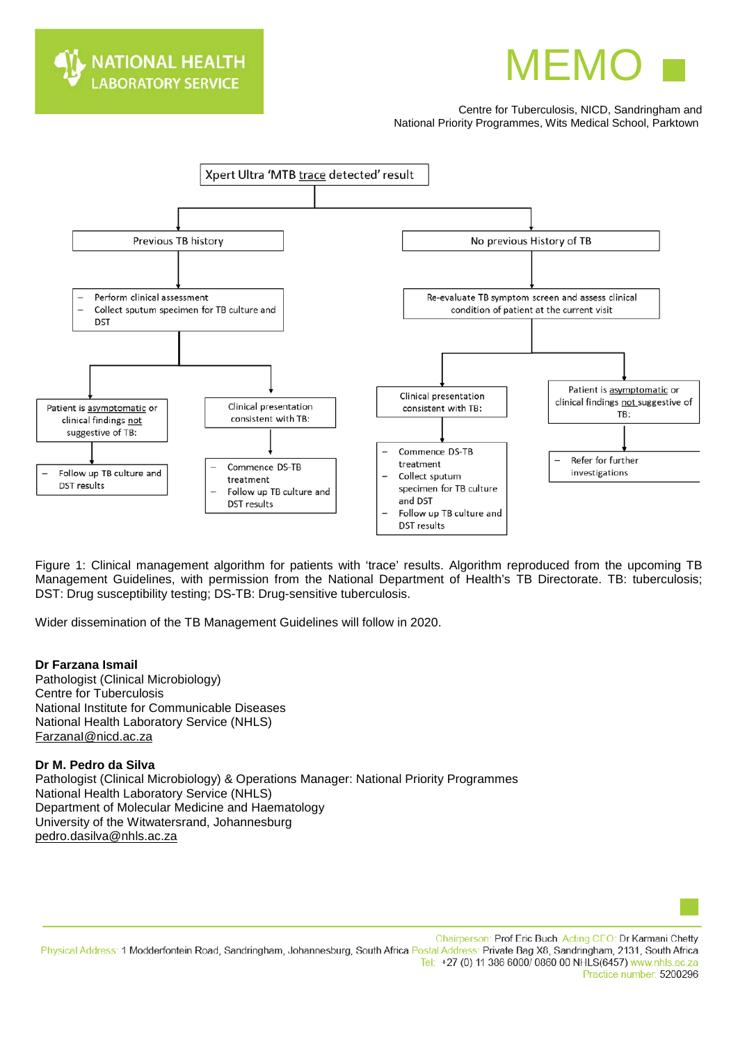Xpert Ultra 'MTB trace detected' result

**Previous TB history**

- Perform clinical assessment
- Collect sputum specimen for TB culture and DST

Patient is asymptomatic or clinical findings not suggestive of TB:

- Follow up TB culture and DST results

Clinical presentation consistent with TB:

- Commence DS-TB treatment
- Follow up TB culture and DST results

**No previous History of TB**

Re-evaluate TB symptom screen and assess clinical condition of patient at the current visit

Clinical presentation consistent with TB:

- Commence DS-TB treatment
- Collect sputum specimen for TB culture and DST
- Follow up TB culture and DST results

Patient is asymptomatic or clinical findings not suggestive of TB:

- Refer for further investigations

Figure 1: Clinical management algorithm for patients with 'trace' results. Algorithm reproduced from the upcoming TB Management Guidelines, with permission from the National Department of Health's TB Directorate. TB: tuberculosis; DST: Drug susceptibility testing; DS-TB: Drug-sensitive tuberculosis.

Wider dissemination of the TB Management Guidelines will follow in 2020.

**Dr Farzana Ismail**
Pathologist (Clinical Microbiology)
Centre for Tuberculosis
National Institute for Communicable Diseases
National Health Laboratory Service (NHLS)
Farzanal@nicd.ac.za

**Dr M. Pedro da Silva**
Pathologist (Clinical Microbiology) & Operations Manager: National Priority Programmes
National Health Laboratory Service (NHLS)
Department of Molecular Medicine and Haematology
University of the Witwatersrand, Johannesburg
pedro.dasilva@nhls.ac.za